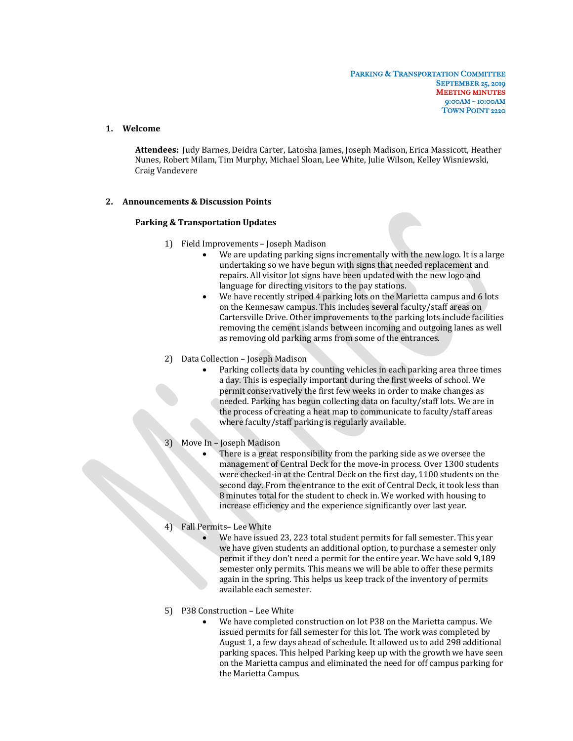**PARKING & TRANSPORTATION COMMITTEE**
**SEPTEMBER 25, 2019**
**MEETING MINUTES**
**9:00AM – 10:00AM**
**TOWN POINT 2220**

## 1. Welcome

**Attendees:** Judy Barnes, Deidra Carter, Latosha James, Joseph Madison, Erica Massicott, Heather Nunes, Robert Milam, Tim Murphy, Michael Sloan, Lee White, Julie Wilson, Kelley Wisniewski, Craig Vandevere

## 2. Announcements & Discussion Points

### Parking & Transportation Updates

1) Field Improvements – Joseph Madison
   - We are updating parking signs incrementally with the new logo. It is a large undertaking so we have begun with signs that needed replacement and repairs. All visitor lot signs have been updated with the new logo and language for directing visitors to the pay stations.
   - We have recently striped 4 parking lots on the Marietta campus and 6 lots on the Kennesaw campus. This includes several faculty/staff areas on Cartersville Drive. Other improvements to the parking lots include facilities removing the cement islands between incoming and outgoing lanes as well as removing old parking arms from some of the entrances.

2) Data Collection – Joseph Madison
   - Parking collects data by counting vehicles in each parking area three times a day. This is especially important during the first weeks of school. We permit conservatively the first few weeks in order to make changes as needed. Parking has begun collecting data on faculty/staff lots. We are in the process of creating a heat map to communicate to faculty/staff areas where faculty/staff parking is regularly available.

3) Move In – Joseph Madison
   - There is a great responsibility from the parking side as we oversee the management of Central Deck for the move-in process. Over 1300 students were checked-in at the Central Deck on the first day, 1100 students on the second day. From the entrance to the exit of Central Deck, it took less than 8 minutes total for the student to check in. We worked with housing to increase efficiency and the experience significantly over last year.

4) Fall Permits– Lee White
   - We have issued 23, 223 total student permits for fall semester. This year we have given students an additional option, to purchase a semester only permit if they don't need a permit for the entire year. We have sold 9,189 semester only permits. This means we will be able to offer these permits again in the spring. This helps us keep track of the inventory of permits available each semester.

5) P38 Construction – Lee White
   - We have completed construction on lot P38 on the Marietta campus. We issued permits for fall semester for this lot. The work was completed by August 1, a few days ahead of schedule. It allowed us to add 298 additional parking spaces. This helped Parking keep up with the growth we have seen on the Marietta campus and eliminated the need for off campus parking for the Marietta Campus.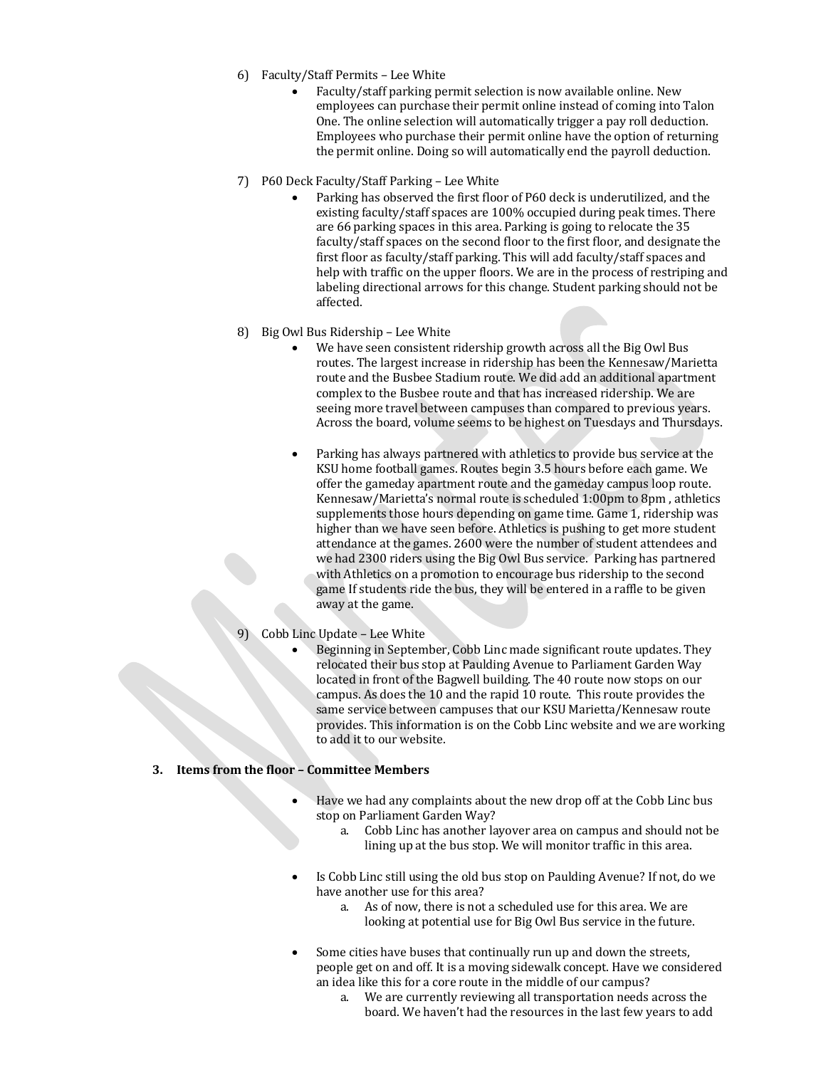6) Faculty/Staff Permits – Lee White
   - Faculty/staff parking permit selection is now available online. New employees can purchase their permit online instead of coming into Talon One. The online selection will automatically trigger a pay roll deduction. Employees who purchase their permit online have the option of returning the permit online. Doing so will automatically end the payroll deduction.

7) P60 Deck Faculty/Staff Parking – Lee White
   - Parking has observed the first floor of P60 deck is underutilized, and the existing faculty/staff spaces are 100% occupied during peak times. There are 66 parking spaces in this area. Parking is going to relocate the 35 faculty/staff spaces on the second floor to the first floor, and designate the first floor as faculty/staff parking. This will add faculty/staff spaces and help with traffic on the upper floors. We are in the process of restriping and labeling directional arrows for this change. Student parking should not be affected.

8) Big Owl Bus Ridership – Lee White
   - We have seen consistent ridership growth across all the Big Owl Bus routes. The largest increase in ridership has been the Kennesaw/Marietta route and the Busbee Stadium route. We did add an additional apartment complex to the Busbee route and that has increased ridership. We are seeing more travel between campuses than compared to previous years. Across the board, volume seems to be highest on Tuesdays and Thursdays.

   - Parking has always partnered with athletics to provide bus service at the KSU home football games. Routes begin 3.5 hours before each game. We offer the gameday apartment route and the gameday campus loop route. Kennesaw/Marietta's normal route is scheduled 1:00pm to 8pm , athletics supplements those hours depending on game time. Game 1, ridership was higher than we have seen before. Athletics is pushing to get more student attendance at the games. 2600 were the number of student attendees and we had 2300 riders using the Big Owl Bus service. Parking has partnered with Athletics on a promotion to encourage bus ridership to the second game If students ride the bus, they will be entered in a raffle to be given away at the game.

9) Cobb Linc Update – Lee White
   - Beginning in September, Cobb Linc made significant route updates. They relocated their bus stop at Paulding Avenue to Parliament Garden Way located in front of the Bagwell building. The 40 route now stops on our campus. As does the 10 and the rapid 10 route. This route provides the same service between campuses that our KSU Marietta/Kennesaw route provides. This information is on the Cobb Linc website and we are working to add it to our website.

**3. Items from the floor – Committee Members**

- Have we had any complaints about the new drop off at the Cobb Linc bus stop on Parliament Garden Way?
  a. Cobb Linc has another layover area on campus and should not be lining up at the bus stop. We will monitor traffic in this area.

- Is Cobb Linc still using the old bus stop on Paulding Avenue? If not, do we have another use for this area?
  a. As of now, there is not a scheduled use for this area. We are looking at potential use for Big Owl Bus service in the future.

- Some cities have buses that continually run up and down the streets, people get on and off. It is a moving sidewalk concept. Have we considered an idea like this for a core route in the middle of our campus?
  a. We are currently reviewing all transportation needs across the board. We haven't had the resources in the last few years to add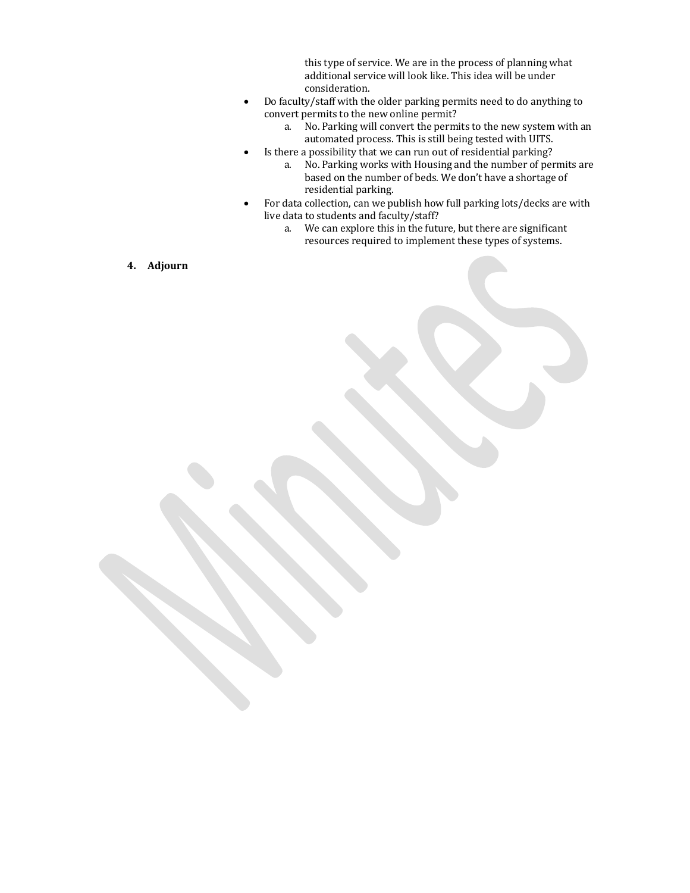this type of service. We are in the process of planning what additional service will look like. This idea will be under consideration.

- Do faculty/staff with the older parking permits need to do anything to convert permits to the new online permit?
  a. No. Parking will convert the permits to the new system with an automated process. This is still being tested with UITS.
- Is there a possibility that we can run out of residential parking?
  a. No. Parking works with Housing and the number of permits are based on the number of beds. We don't have a shortage of residential parking.
- For data collection, can we publish how full parking lots/decks are with live data to students and faculty/staff?
  a. We can explore this in the future, but there are significant resources required to implement these types of systems.

**4. Adjourn**